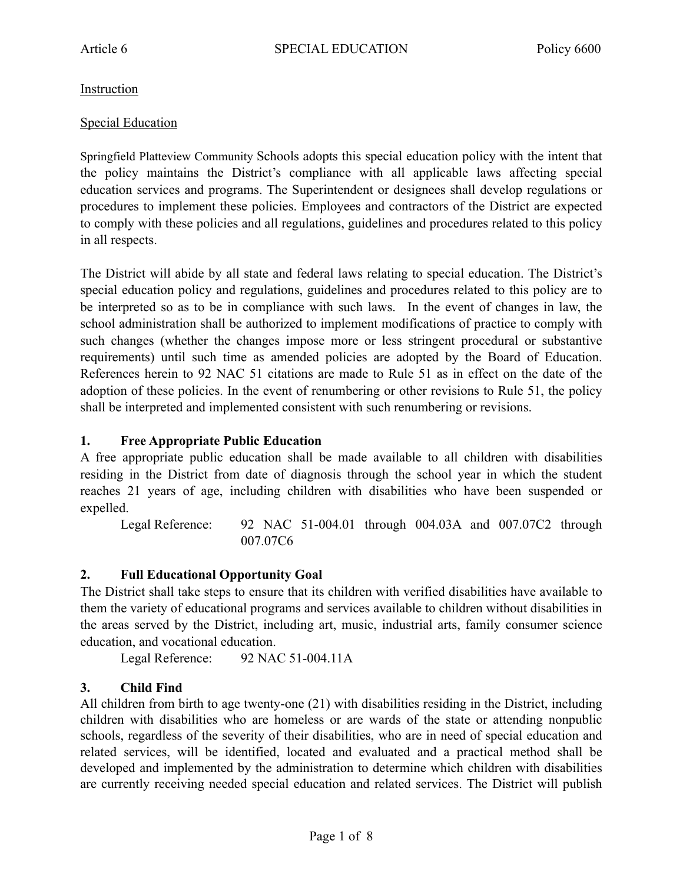Instruction

Special Education

Springfield Platteview Community Schools adopts this special education policy with the intent that the policy maintains the District's compliance with all applicable laws affecting special education services and programs. The Superintendent or designees shall develop regulations or procedures to implement these policies. Employees and contractors of the District are expected to comply with these policies and all regulations, guidelines and procedures related to this policy in all respects.

The District will abide by all state and federal laws relating to special education. The District's special education policy and regulations, guidelines and procedures related to this policy are to be interpreted so as to be in compliance with such laws. In the event of changes in law, the school administration shall be authorized to implement modifications of practice to comply with such changes (whether the changes impose more or less stringent procedural or substantive requirements) until such time as amended policies are adopted by the Board of Education. References herein to 92 NAC 51 citations are made to Rule 51 as in effect on the date of the adoption of these policies. In the event of renumbering or other revisions to Rule 51, the policy shall be interpreted and implemented consistent with such renumbering or revisions.

### 1. Free Appropriate Public Education

A free appropriate public education shall be made available to all children with disabilities residing in the District from date of diagnosis through the school year in which the student reaches 21 years of age, including children with disabilities who have been suspended or expelled.

Legal Reference: 92 NAC 51-004.01 through 004.03A and 007.07C2 through 007.07C6

### 2. Full Educational Opportunity Goal

The District shall take steps to ensure that its children with verified disabilities have available to them the variety of educational programs and services available to children without disabilities in the areas served by the District, including art, music, industrial arts, family consumer science education, and vocational education.

Legal Reference: 92 NAC 51-004.11A

### 3. Child Find

All children from birth to age twenty-one (21) with disabilities residing in the District, including children with disabilities who are homeless or are wards of the state or attending nonpublic schools, regardless of the severity of their disabilities, who are in need of special education and related services, will be identified, located and evaluated and a practical method shall be developed and implemented by the administration to determine which children with disabilities are currently receiving needed special education and related services. The District will publish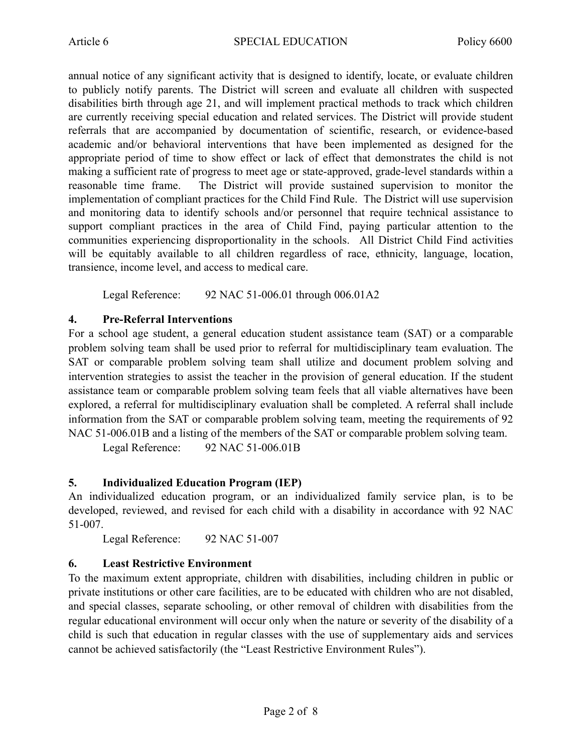annual notice of any significant activity that is designed to identify, locate, or evaluate children to publicly notify parents. The District will screen and evaluate all children with suspected disabilities birth through age 21, and will implement practical methods to track which children are currently receiving special education and related services. The District will provide student referrals that are accompanied by documentation of scientific, research, or evidence-based academic and/or behavioral interventions that have been implemented as designed for the appropriate period of time to show effect or lack of effect that demonstrates the child is not making a sufficient rate of progress to meet age or state-approved, grade-level standards within a reasonable time frame. The District will provide sustained supervision to monitor the implementation of compliant practices for the Child Find Rule. The District will use supervision and monitoring data to identify schools and/or personnel that require technical assistance to support compliant practices in the area of Child Find, paying particular attention to the communities experiencing disproportionality in the schools. All District Child Find activities will be equitably available to all children regardless of race, ethnicity, language, location, transience, income level, and access to medical care.

Legal Reference: 92 NAC 51-006.01 through 006.01A2

### 4. Pre-Referral Interventions

For a school age student, a general education student assistance team (SAT) or a comparable problem solving team shall be used prior to referral for multidisciplinary team evaluation. The SAT or comparable problem solving team shall utilize and document problem solving and intervention strategies to assist the teacher in the provision of general education. If the student assistance team or comparable problem solving team feels that all viable alternatives have been explored, a referral for multidisciplinary evaluation shall be completed. A referral shall include information from the SAT or comparable problem solving team, meeting the requirements of 92 NAC 51-006.01B and a listing of the members of the SAT or comparable problem solving team.

Legal Reference: 92 NAC 51-006.01B

### 5. Individualized Education Program (IEP)

An individualized education program, or an individualized family service plan, is to be developed, reviewed, and revised for each child with a disability in accordance with 92 NAC 51-007.

Legal Reference: 92 NAC 51-007

### 6. Least Restrictive Environment

To the maximum extent appropriate, children with disabilities, including children in public or private institutions or other care facilities, are to be educated with children who are not disabled, and special classes, separate schooling, or other removal of children with disabilities from the regular educational environment will occur only when the nature or severity of the disability of a child is such that education in regular classes with the use of supplementary aids and services cannot be achieved satisfactorily (the "Least Restrictive Environment Rules").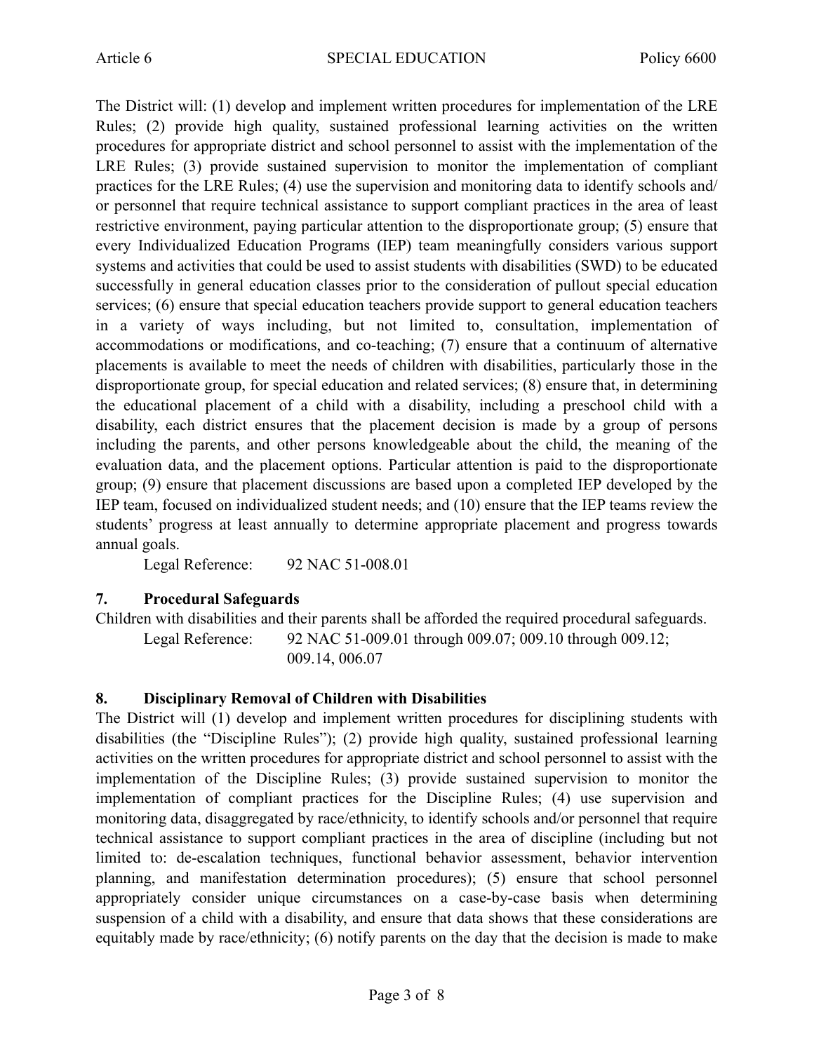The District will: (1) develop and implement written procedures for implementation of the LRE Rules; (2) provide high quality, sustained professional learning activities on the written procedures for appropriate district and school personnel to assist with the implementation of the LRE Rules; (3) provide sustained supervision to monitor the implementation of compliant practices for the LRE Rules; (4) use the supervision and monitoring data to identify schools and/or personnel that require technical assistance to support compliant practices in the area of least restrictive environment, paying particular attention to the disproportionate group; (5) ensure that every Individualized Education Programs (IEP) team meaningfully considers various support systems and activities that could be used to assist students with disabilities (SWD) to be educated successfully in general education classes prior to the consideration of pullout special education services; (6) ensure that special education teachers provide support to general education teachers in a variety of ways including, but not limited to, consultation, implementation of accommodations or modifications, and co-teaching; (7) ensure that a continuum of alternative placements is available to meet the needs of children with disabilities, particularly those in the disproportionate group, for special education and related services; (8) ensure that, in determining the educational placement of a child with a disability, including a preschool child with a disability, each district ensures that the placement decision is made by a group of persons including the parents, and other persons knowledgeable about the child, the meaning of the evaluation data, and the placement options. Particular attention is paid to the disproportionate group; (9) ensure that placement discussions are based upon a completed IEP developed by the IEP team, focused on individualized student needs; and (10) ensure that the IEP teams review the students' progress at least annually to determine appropriate placement and progress towards annual goals.

Legal Reference: 92 NAC 51-008.01

## 7. Procedural Safeguards

Children with disabilities and their parents shall be afforded the required procedural safeguards.

Legal Reference: 92 NAC 51-009.01 through 009.07; 009.10 through 009.12; 009.14, 006.07

## 8. Disciplinary Removal of Children with Disabilities

The District will (1) develop and implement written procedures for disciplining students with disabilities (the "Discipline Rules"); (2) provide high quality, sustained professional learning activities on the written procedures for appropriate district and school personnel to assist with the implementation of the Discipline Rules; (3) provide sustained supervision to monitor the implementation of compliant practices for the Discipline Rules; (4) use supervision and monitoring data, disaggregated by race/ethnicity, to identify schools and/or personnel that require technical assistance to support compliant practices in the area of discipline (including but not limited to: de-escalation techniques, functional behavior assessment, behavior intervention planning, and manifestation determination procedures); (5) ensure that school personnel appropriately consider unique circumstances on a case-by-case basis when determining suspension of a child with a disability, and ensure that data shows that these considerations are equitably made by race/ethnicity; (6) notify parents on the day that the decision is made to make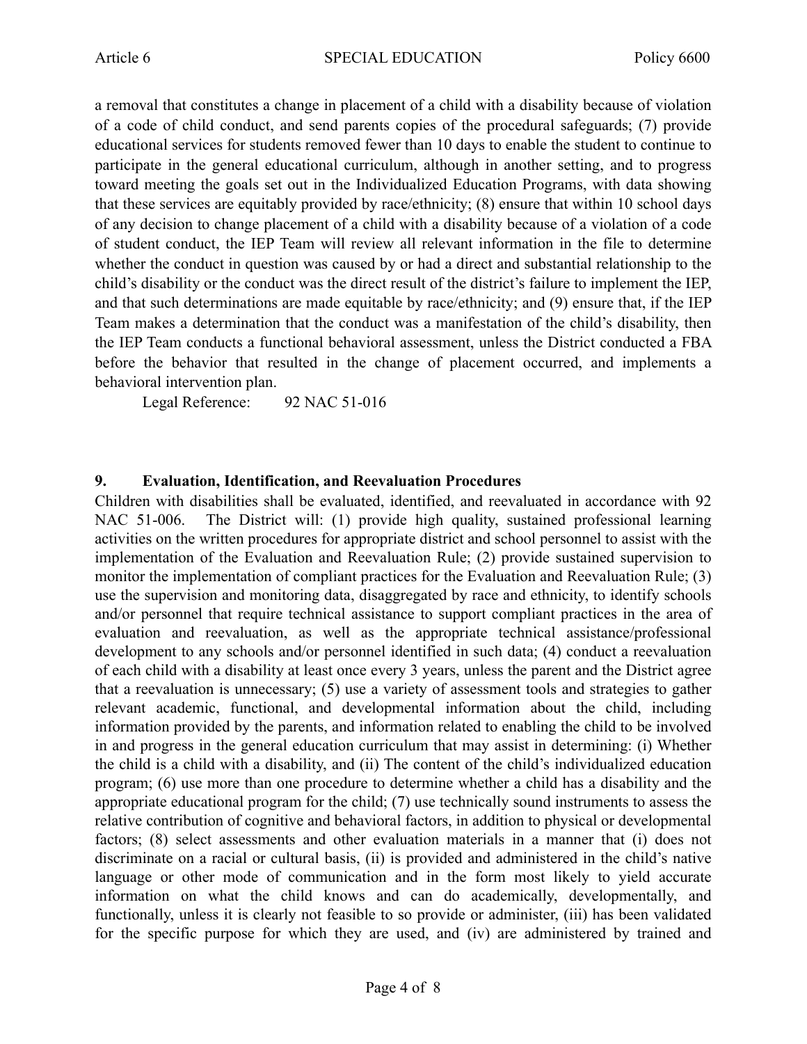a removal that constitutes a change in placement of a child with a disability because of violation of a code of child conduct, and send parents copies of the procedural safeguards; (7) provide educational services for students removed fewer than 10 days to enable the student to continue to participate in the general educational curriculum, although in another setting, and to progress toward meeting the goals set out in the Individualized Education Programs, with data showing that these services are equitably provided by race/ethnicity; (8) ensure that within 10 school days of any decision to change placement of a child with a disability because of a violation of a code of student conduct, the IEP Team will review all relevant information in the file to determine whether the conduct in question was caused by or had a direct and substantial relationship to the child's disability or the conduct was the direct result of the district's failure to implement the IEP, and that such determinations are made equitable by race/ethnicity; and (9) ensure that, if the IEP Team makes a determination that the conduct was a manifestation of the child's disability, then the IEP Team conducts a functional behavioral assessment, unless the District conducted a FBA before the behavior that resulted in the change of placement occurred, and implements a behavioral intervention plan.

Legal Reference: 92 NAC 51-016

**9. Evaluation, Identification, and Reevaluation Procedures**

Children with disabilities shall be evaluated, identified, and reevaluated in accordance with 92 NAC 51-006. The District will: (1) provide high quality, sustained professional learning activities on the written procedures for appropriate district and school personnel to assist with the implementation of the Evaluation and Reevaluation Rule; (2) provide sustained supervision to monitor the implementation of compliant practices for the Evaluation and Reevaluation Rule; (3) use the supervision and monitoring data, disaggregated by race and ethnicity, to identify schools and/or personnel that require technical assistance to support compliant practices in the area of evaluation and reevaluation, as well as the appropriate technical assistance/professional development to any schools and/or personnel identified in such data; (4) conduct a reevaluation of each child with a disability at least once every 3 years, unless the parent and the District agree that a reevaluation is unnecessary; (5) use a variety of assessment tools and strategies to gather relevant academic, functional, and developmental information about the child, including information provided by the parents, and information related to enabling the child to be involved in and progress in the general education curriculum that may assist in determining: (i) Whether the child is a child with a disability, and (ii) The content of the child's individualized education program; (6) use more than one procedure to determine whether a child has a disability and the appropriate educational program for the child; (7) use technically sound instruments to assess the relative contribution of cognitive and behavioral factors, in addition to physical or developmental factors; (8) select assessments and other evaluation materials in a manner that (i) does not discriminate on a racial or cultural basis, (ii) is provided and administered in the child's native language or other mode of communication and in the form most likely to yield accurate information on what the child knows and can do academically, developmentally, and functionally, unless it is clearly not feasible to so provide or administer, (iii) has been validated for the specific purpose for which they are used, and (iv) are administered by trained and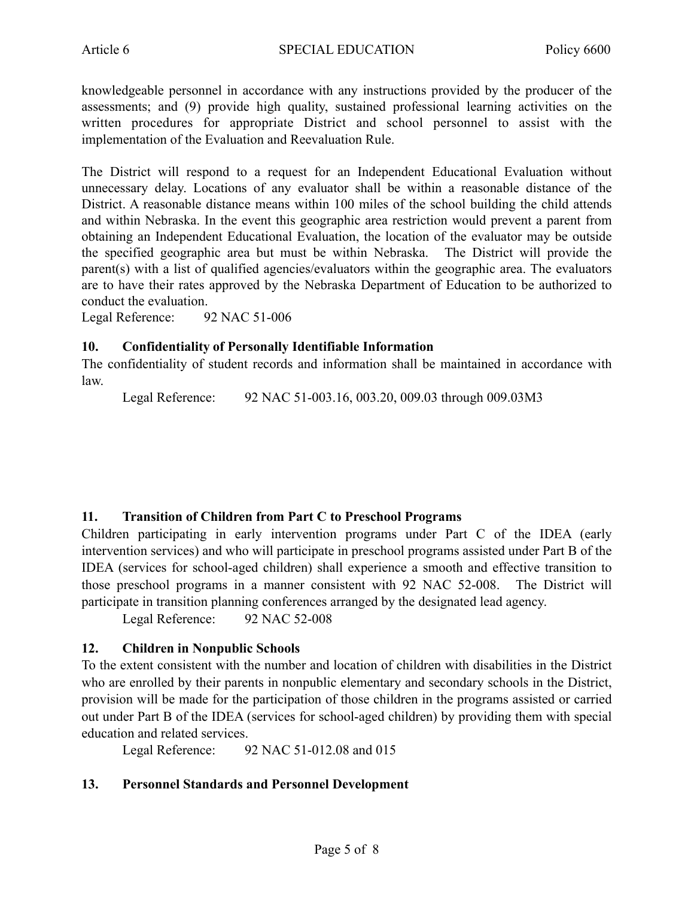knowledgeable personnel in accordance with any instructions provided by the producer of the assessments; and (9) provide high quality, sustained professional learning activities on the written procedures for appropriate District and school personnel to assist with the implementation of the Evaluation and Reevaluation Rule.

The District will respond to a request for an Independent Educational Evaluation without unnecessary delay. Locations of any evaluator shall be within a reasonable distance of the District. A reasonable distance means within 100 miles of the school building the child attends and within Nebraska. In the event this geographic area restriction would prevent a parent from obtaining an Independent Educational Evaluation, the location of the evaluator may be outside the specified geographic area but must be within Nebraska. The District will provide the parent(s) with a list of qualified agencies/evaluators within the geographic area. The evaluators are to have their rates approved by the Nebraska Department of Education to be authorized to conduct the evaluation.

Legal Reference: 92 NAC 51-006

### 10. Confidentiality of Personally Identifiable Information

The confidentiality of student records and information shall be maintained in accordance with law.

Legal Reference: 92 NAC 51-003.16, 003.20, 009.03 through 009.03M3

### 11. Transition of Children from Part C to Preschool Programs

Children participating in early intervention programs under Part C of the IDEA (early intervention services) and who will participate in preschool programs assisted under Part B of the IDEA (services for school-aged children) shall experience a smooth and effective transition to those preschool programs in a manner consistent with 92 NAC 52-008. The District will participate in transition planning conferences arranged by the designated lead agency.

Legal Reference: 92 NAC 52-008

### 12. Children in Nonpublic Schools

To the extent consistent with the number and location of children with disabilities in the District who are enrolled by their parents in nonpublic elementary and secondary schools in the District, provision will be made for the participation of those children in the programs assisted or carried out under Part B of the IDEA (services for school-aged children) by providing them with special education and related services.

Legal Reference: 92 NAC 51-012.08 and 015

### 13. Personnel Standards and Personnel Development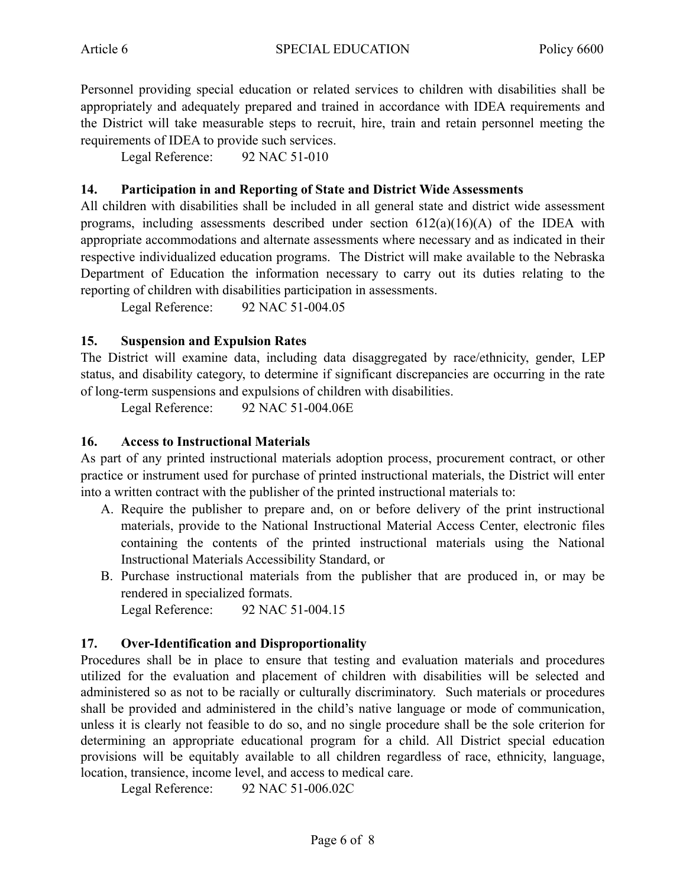Personnel providing special education or related services to children with disabilities shall be appropriately and adequately prepared and trained in accordance with IDEA requirements and the District will take measurable steps to recruit, hire, train and retain personnel meeting the requirements of IDEA to provide such services.

Legal Reference: 92 NAC 51-010

### 14. Participation in and Reporting of State and District Wide Assessments

All children with disabilities shall be included in all general state and district wide assessment programs, including assessments described under section 612(a)(16)(A) of the IDEA with appropriate accommodations and alternate assessments where necessary and as indicated in their respective individualized education programs. The District will make available to the Nebraska Department of Education the information necessary to carry out its duties relating to the reporting of children with disabilities participation in assessments.

Legal Reference: 92 NAC 51-004.05

### 15. Suspension and Expulsion Rates

The District will examine data, including data disaggregated by race/ethnicity, gender, LEP status, and disability category, to determine if significant discrepancies are occurring in the rate of long-term suspensions and expulsions of children with disabilities.

Legal Reference: 92 NAC 51-004.06E

### 16. Access to Instructional Materials

As part of any printed instructional materials adoption process, procurement contract, or other practice or instrument used for purchase of printed instructional materials, the District will enter into a written contract with the publisher of the printed instructional materials to:

A. Require the publisher to prepare and, on or before delivery of the print instructional materials, provide to the National Instructional Material Access Center, electronic files containing the contents of the printed instructional materials using the National Instructional Materials Accessibility Standard, or
B. Purchase instructional materials from the publisher that are produced in, or may be rendered in specialized formats.

Legal Reference: 92 NAC 51-004.15

### 17. Over-Identification and Disproportionality

Procedures shall be in place to ensure that testing and evaluation materials and procedures utilized for the evaluation and placement of children with disabilities will be selected and administered so as not to be racially or culturally discriminatory. Such materials or procedures shall be provided and administered in the child's native language or mode of communication, unless it is clearly not feasible to do so, and no single procedure shall be the sole criterion for determining an appropriate educational program for a child. All District special education provisions will be equitably available to all children regardless of race, ethnicity, language, location, transience, income level, and access to medical care.

Legal Reference: 92 NAC 51-006.02C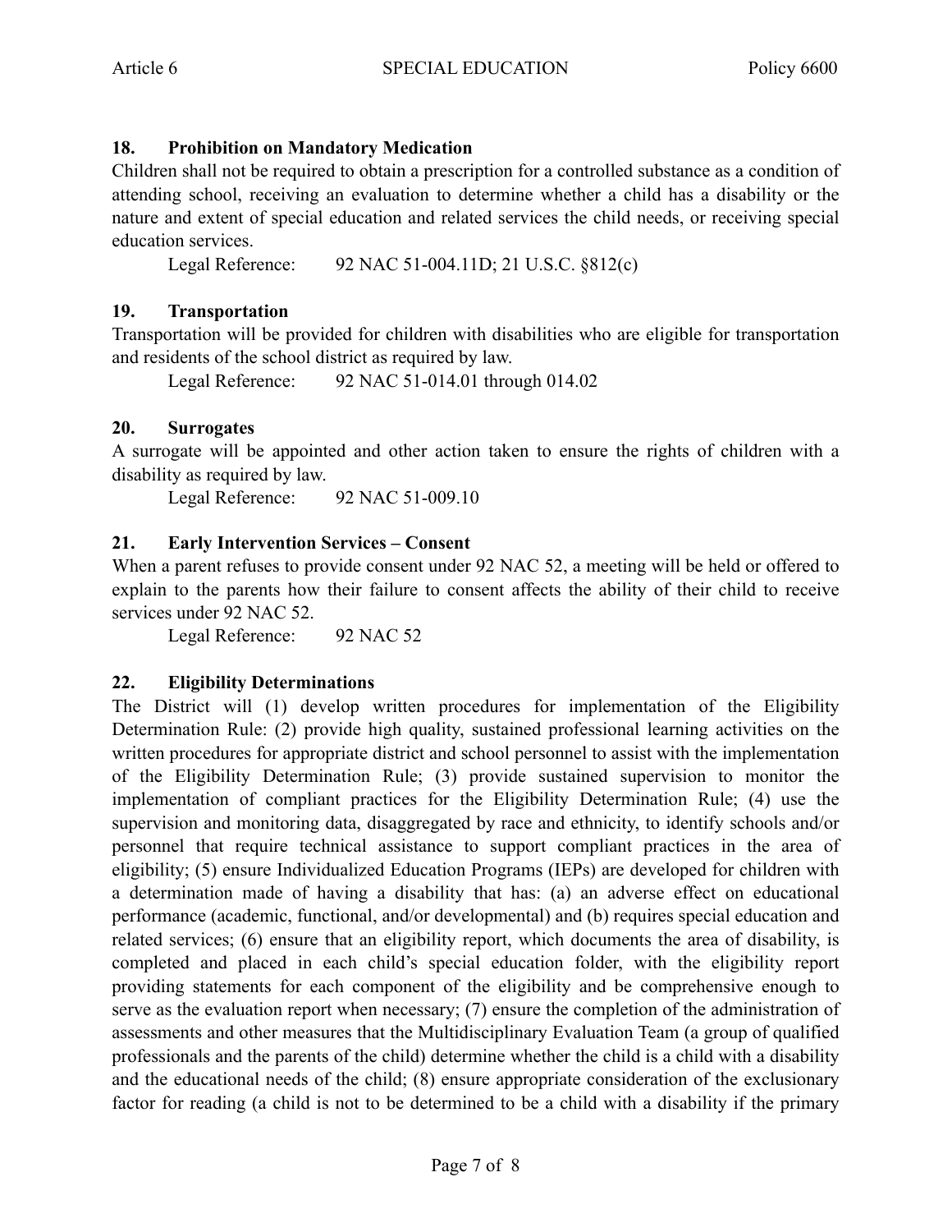### 18. Prohibition on Mandatory Medication

Children shall not be required to obtain a prescription for a controlled substance as a condition of attending school, receiving an evaluation to determine whether a child has a disability or the nature and extent of special education and related services the child needs, or receiving special education services.

Legal Reference: 92 NAC 51-004.11D; 21 U.S.C. §812(c)

### 19. Transportation

Transportation will be provided for children with disabilities who are eligible for transportation and residents of the school district as required by law.

Legal Reference: 92 NAC 51-014.01 through 014.02

### 20. Surrogates

A surrogate will be appointed and other action taken to ensure the rights of children with a disability as required by law.

Legal Reference: 92 NAC 51-009.10

### 21. Early Intervention Services – Consent

When a parent refuses to provide consent under 92 NAC 52, a meeting will be held or offered to explain to the parents how their failure to consent affects the ability of their child to receive services under 92 NAC 52.

Legal Reference: 92 NAC 52

### 22. Eligibility Determinations

The District will (1) develop written procedures for implementation of the Eligibility Determination Rule: (2) provide high quality, sustained professional learning activities on the written procedures for appropriate district and school personnel to assist with the implementation of the Eligibility Determination Rule; (3) provide sustained supervision to monitor the implementation of compliant practices for the Eligibility Determination Rule; (4) use the supervision and monitoring data, disaggregated by race and ethnicity, to identify schools and/or personnel that require technical assistance to support compliant practices in the area of eligibility; (5) ensure Individualized Education Programs (IEPs) are developed for children with a determination made of having a disability that has: (a) an adverse effect on educational performance (academic, functional, and/or developmental) and (b) requires special education and related services; (6) ensure that an eligibility report, which documents the area of disability, is completed and placed in each child's special education folder, with the eligibility report providing statements for each component of the eligibility and be comprehensive enough to serve as the evaluation report when necessary; (7) ensure the completion of the administration of assessments and other measures that the Multidisciplinary Evaluation Team (a group of qualified professionals and the parents of the child) determine whether the child is a child with a disability and the educational needs of the child; (8) ensure appropriate consideration of the exclusionary factor for reading (a child is not to be determined to be a child with a disability if the primary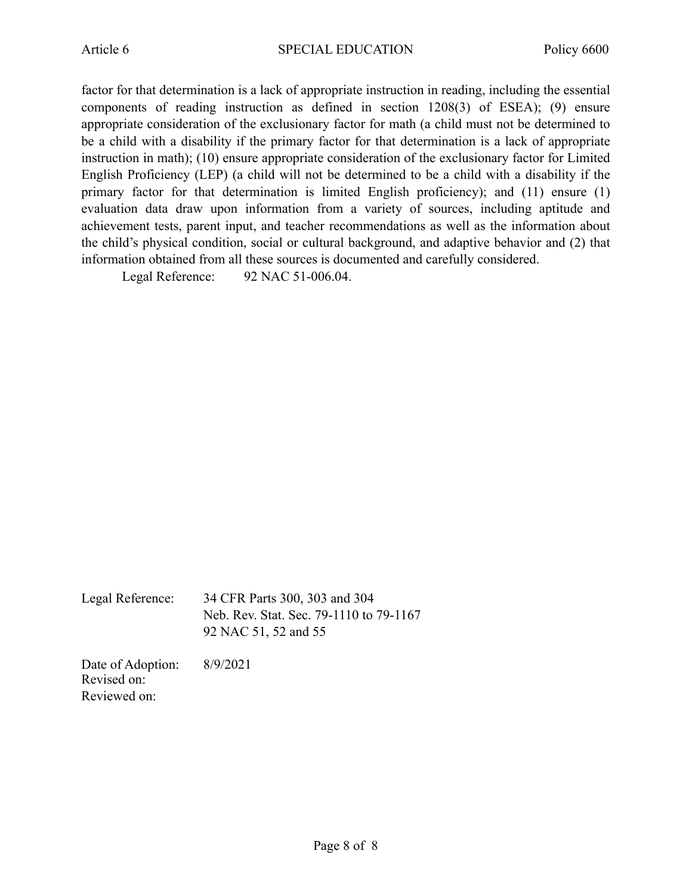factor for that determination is a lack of appropriate instruction in reading, including the essential components of reading instruction as defined in section 1208(3) of ESEA); (9) ensure appropriate consideration of the exclusionary factor for math (a child must not be determined to be a child with a disability if the primary factor for that determination is a lack of appropriate instruction in math); (10) ensure appropriate consideration of the exclusionary factor for Limited English Proficiency (LEP) (a child will not be determined to be a child with a disability if the primary factor for that determination is limited English proficiency); and (11) ensure (1) evaluation data draw upon information from a variety of sources, including aptitude and achievement tests, parent input, and teacher recommendations as well as the information about the child's physical condition, social or cultural background, and adaptive behavior and (2) that information obtained from all these sources is documented and carefully considered.

Legal Reference: 92 NAC 51-006.04.

Legal Reference: 34 CFR Parts 300, 303 and 304
Neb. Rev. Stat. Sec. 79-1110 to 79-1167
92 NAC 51, 52 and 55

Date of Adoption: 8/9/2021
Revised on:
Reviewed on: